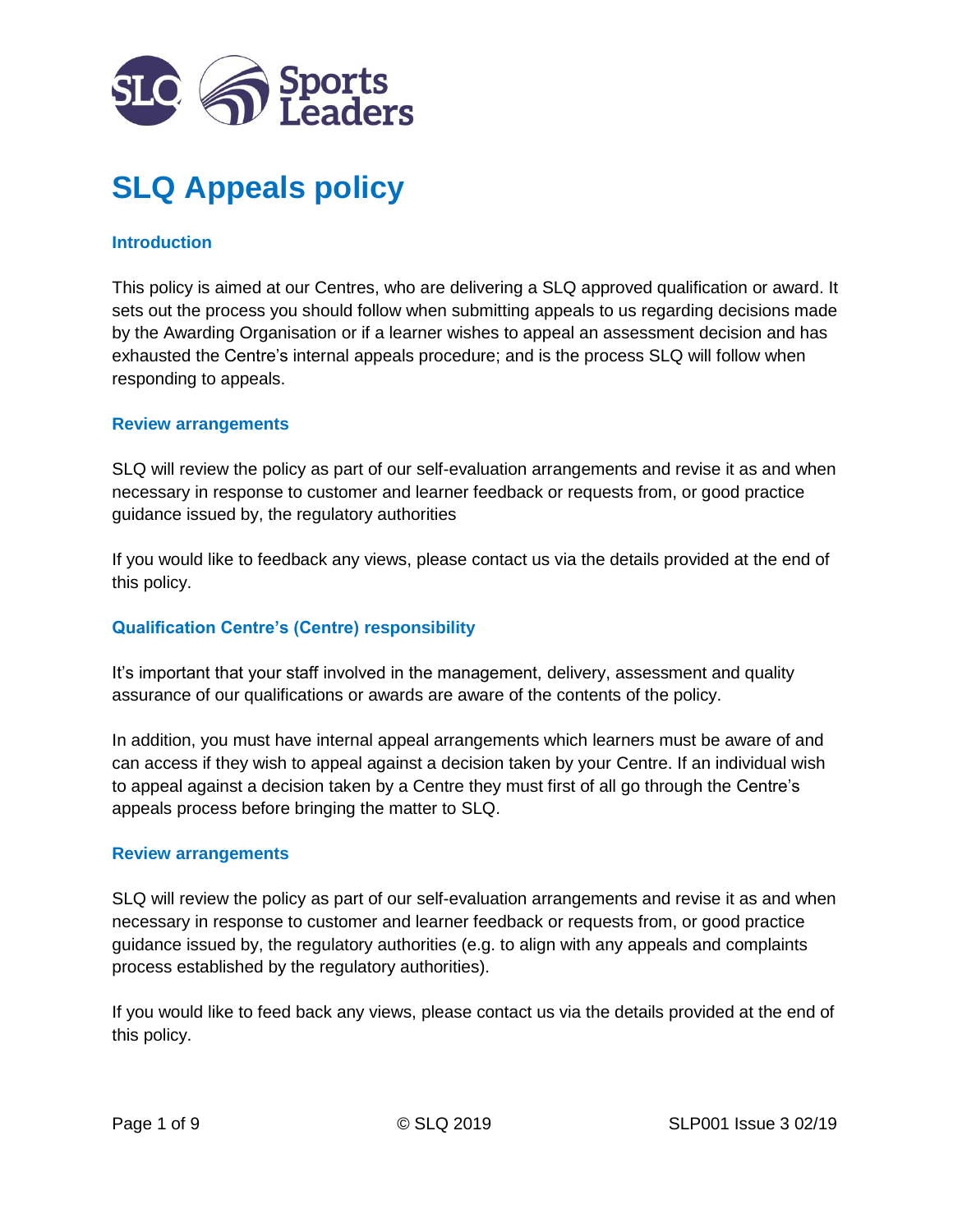# SLQ Appeals policy

### Introduction

This policy is aimed at our Centres, who are delivering a SLQ approved qualification or award. It sets out the process you should follow when submitting appeals to us regarding decisions made by the Awarding Organisation or if a learner wishes to appeal an assessment decision and has exhausted the Centre's internal appeals procedure; and is the process SLQ will follow when responding to appeals.

### Review arrangements

SLQ will review the policy as part of our self-evaluation arrangements and revise it as and when necessary in response to customer and learner feedback or requests from, or good practice guidance issued by, the regulatory authorities

If you would like to feedback any views, please contact us via the details provided at the end of this policy.

### Qualification Centre's (Centre) responsibility

It's important that your staff involved in the management, delivery, assessment and quality assurance of our qualifications or awards are aware of the contents of the policy.

In addition, you must have internal appeal arrangements which learners must be aware of and can access if they wish to appeal against a decision taken by your Centre. If an individual wish to appeal against a decision taken by a Centre they must first of all go through the Centre's appeals process before bringing the matter to SLQ.

### Review arrangements

SLQ will review the policy as part of our self-evaluation arrangements and revise it as and when necessary in response to customer and learner feedback or requests from, or good practice guidance issued by, the regulatory authorities (e.g. to align with any appeals and complaints process established by the regulatory authorities).

If you would like to feed back any views, please contact us via the details provided at the end of this policy.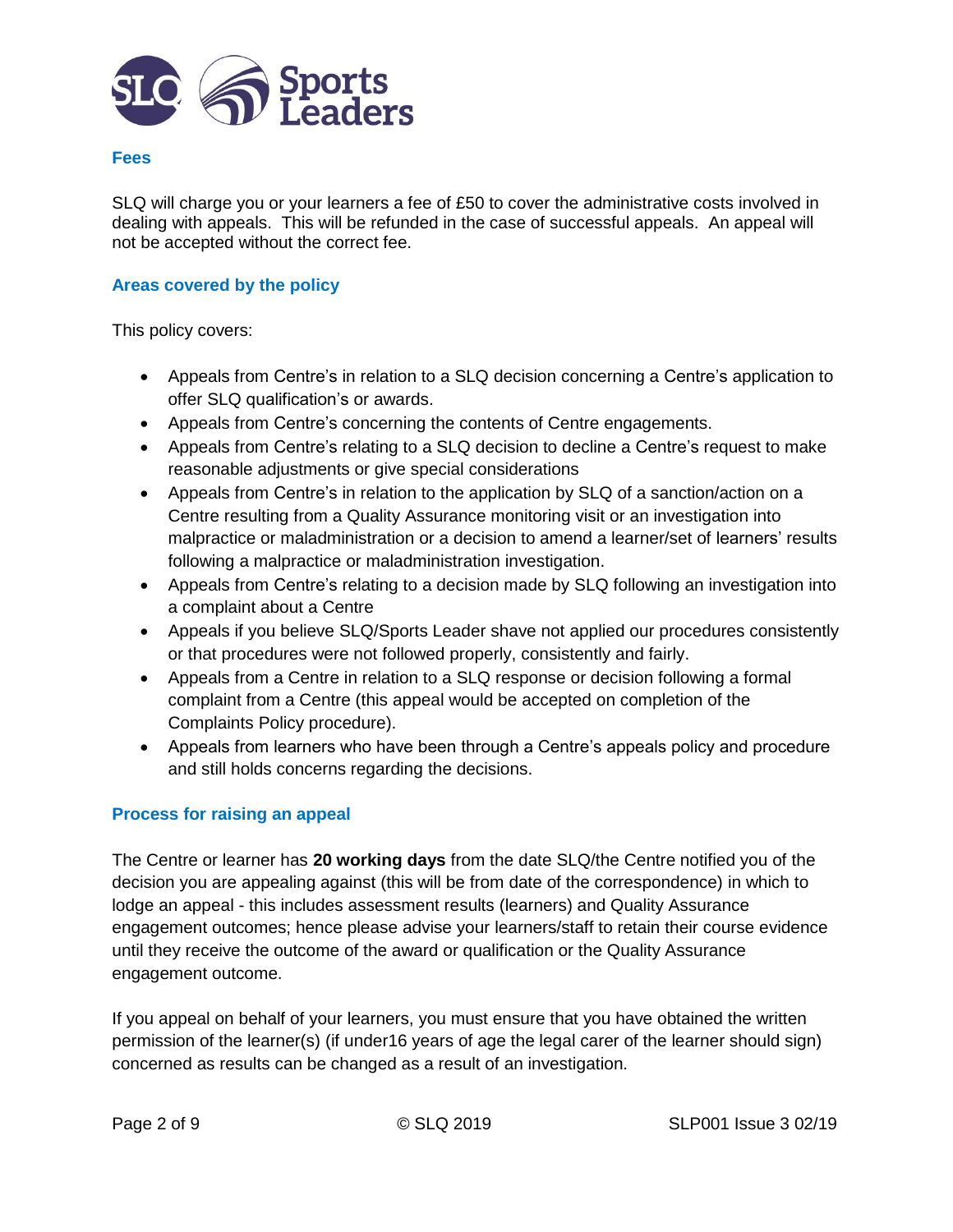## Fees

SLQ will charge you or your learners a fee of £50 to cover the administrative costs involved in dealing with appeals. This will be refunded in the case of successful appeals. An appeal will not be accepted without the correct fee.

## Areas covered by the policy

This policy covers:

- Appeals from Centre's in relation to a SLQ decision concerning a Centre's application to offer SLQ qualification's or awards.
- Appeals from Centre's concerning the contents of Centre engagements.
- Appeals from Centre's relating to a SLQ decision to decline a Centre's request to make reasonable adjustments or give special considerations
- Appeals from Centre's in relation to the application by SLQ of a sanction/action on a Centre resulting from a Quality Assurance monitoring visit or an investigation into malpractice or maladministration or a decision to amend a learner/set of learners' results following a malpractice or maladministration investigation.
- Appeals from Centre's relating to a decision made by SLQ following an investigation into a complaint about a Centre
- Appeals if you believe SLQ/Sports Leader shave not applied our procedures consistently or that procedures were not followed properly, consistently and fairly.
- Appeals from a Centre in relation to a SLQ response or decision following a formal complaint from a Centre (this appeal would be accepted on completion of the Complaints Policy procedure).
- Appeals from learners who have been through a Centre's appeals policy and procedure and still holds concerns regarding the decisions.

## Process for raising an appeal

The Centre or learner has **20 working days** from the date SLQ/the Centre notified you of the decision you are appealing against (this will be from date of the correspondence) in which to lodge an appeal - this includes assessment results (learners) and Quality Assurance engagement outcomes; hence please advise your learners/staff to retain their course evidence until they receive the outcome of the award or qualification or the Quality Assurance engagement outcome.

If you appeal on behalf of your learners, you must ensure that you have obtained the written permission of the learner(s) (if under16 years of age the legal carer of the learner should sign) concerned as results can be changed as a result of an investigation.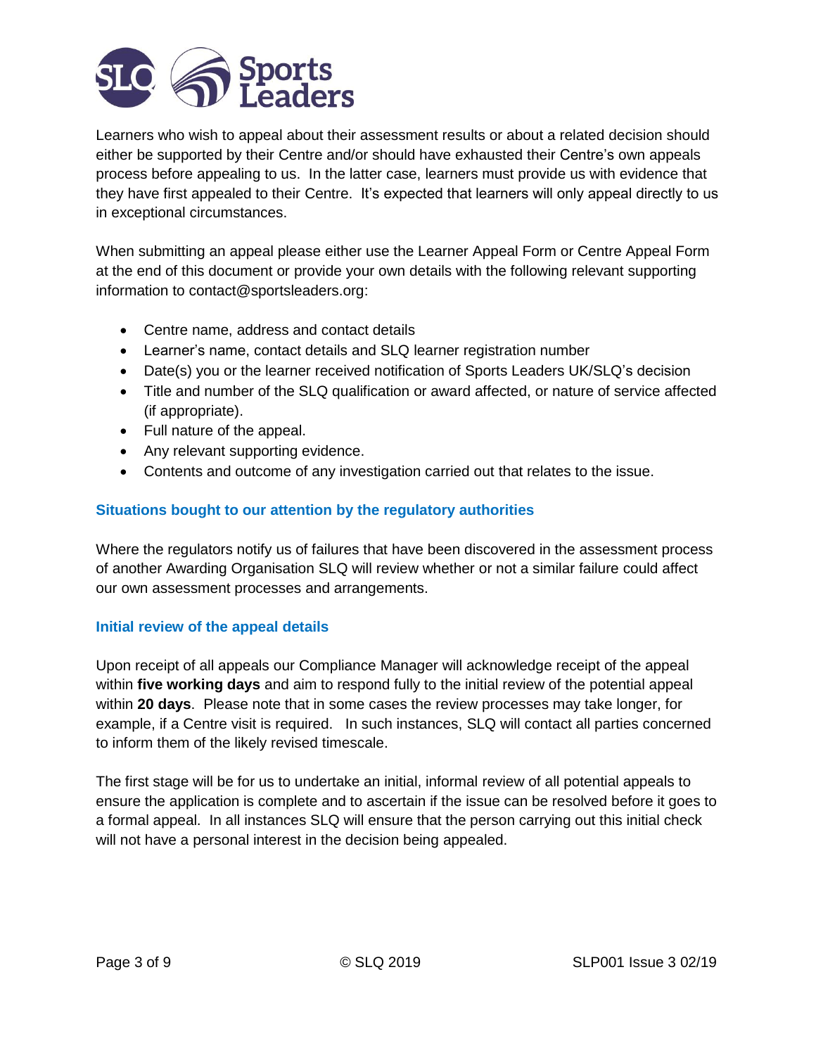Learners who wish to appeal about their assessment results or about a related decision should either be supported by their Centre and/or should have exhausted their Centre's own appeals process before appealing to us. In the latter case, learners must provide us with evidence that they have first appealed to their Centre. It's expected that learners will only appeal directly to us in exceptional circumstances.

When submitting an appeal please either use the Learner Appeal Form or Centre Appeal Form at the end of this document or provide your own details with the following relevant supporting information to contact@sportsleaders.org:

- Centre name, address and contact details
- Learner's name, contact details and SLQ learner registration number
- Date(s) you or the learner received notification of Sports Leaders UK/SLQ's decision
- Title and number of the SLQ qualification or award affected, or nature of service affected (if appropriate).
- Full nature of the appeal.
- Any relevant supporting evidence.
- Contents and outcome of any investigation carried out that relates to the issue.

### Situations bought to our attention by the regulatory authorities

Where the regulators notify us of failures that have been discovered in the assessment process of another Awarding Organisation SLQ will review whether or not a similar failure could affect our own assessment processes and arrangements.

### Initial review of the appeal details

Upon receipt of all appeals our Compliance Manager will acknowledge receipt of the appeal within **five working days** and aim to respond fully to the initial review of the potential appeal within **20 days**. Please note that in some cases the review processes may take longer, for example, if a Centre visit is required. In such instances, SLQ will contact all parties concerned to inform them of the likely revised timescale.

The first stage will be for us to undertake an initial, informal review of all potential appeals to ensure the application is complete and to ascertain if the issue can be resolved before it goes to a formal appeal. In all instances SLQ will ensure that the person carrying out this initial check will not have a personal interest in the decision being appealed.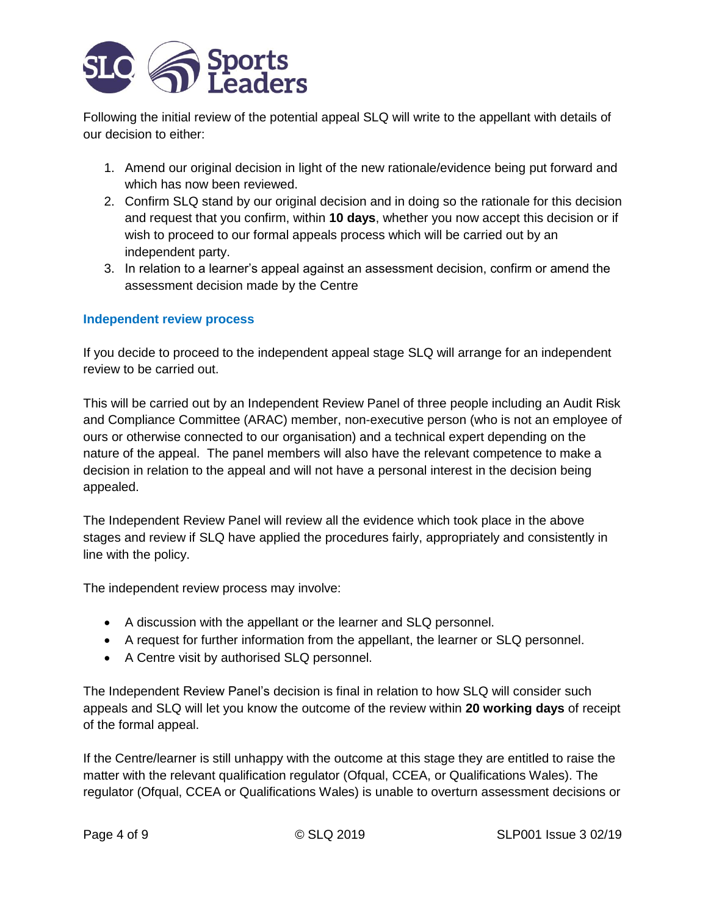Following the initial review of the potential appeal SLQ will write to the appellant with details of our decision to either:

1. Amend our original decision in light of the new rationale/evidence being put forward and which has now been reviewed.
2. Confirm SLQ stand by our original decision and in doing so the rationale for this decision and request that you confirm, within **10 days**, whether you now accept this decision or if wish to proceed to our formal appeals process which will be carried out by an independent party.
3. In relation to a learner's appeal against an assessment decision, confirm or amend the assessment decision made by the Centre

### Independent review process

If you decide to proceed to the independent appeal stage SLQ will arrange for an independent review to be carried out.

This will be carried out by an Independent Review Panel of three people including an Audit Risk and Compliance Committee (ARAC) member, non-executive person (who is not an employee of ours or otherwise connected to our organisation) and a technical expert depending on the nature of the appeal. The panel members will also have the relevant competence to make a decision in relation to the appeal and will not have a personal interest in the decision being appealed.

The Independent Review Panel will review all the evidence which took place in the above stages and review if SLQ have applied the procedures fairly, appropriately and consistently in line with the policy.

The independent review process may involve:

- A discussion with the appellant or the learner and SLQ personnel.
- A request for further information from the appellant, the learner or SLQ personnel.
- A Centre visit by authorised SLQ personnel.

The Independent Review Panel's decision is final in relation to how SLQ will consider such appeals and SLQ will let you know the outcome of the review within **20 working days** of receipt of the formal appeal.

If the Centre/learner is still unhappy with the outcome at this stage they are entitled to raise the matter with the relevant qualification regulator (Ofqual, CCEA, or Qualifications Wales). The regulator (Ofqual, CCEA or Qualifications Wales) is unable to overturn assessment decisions or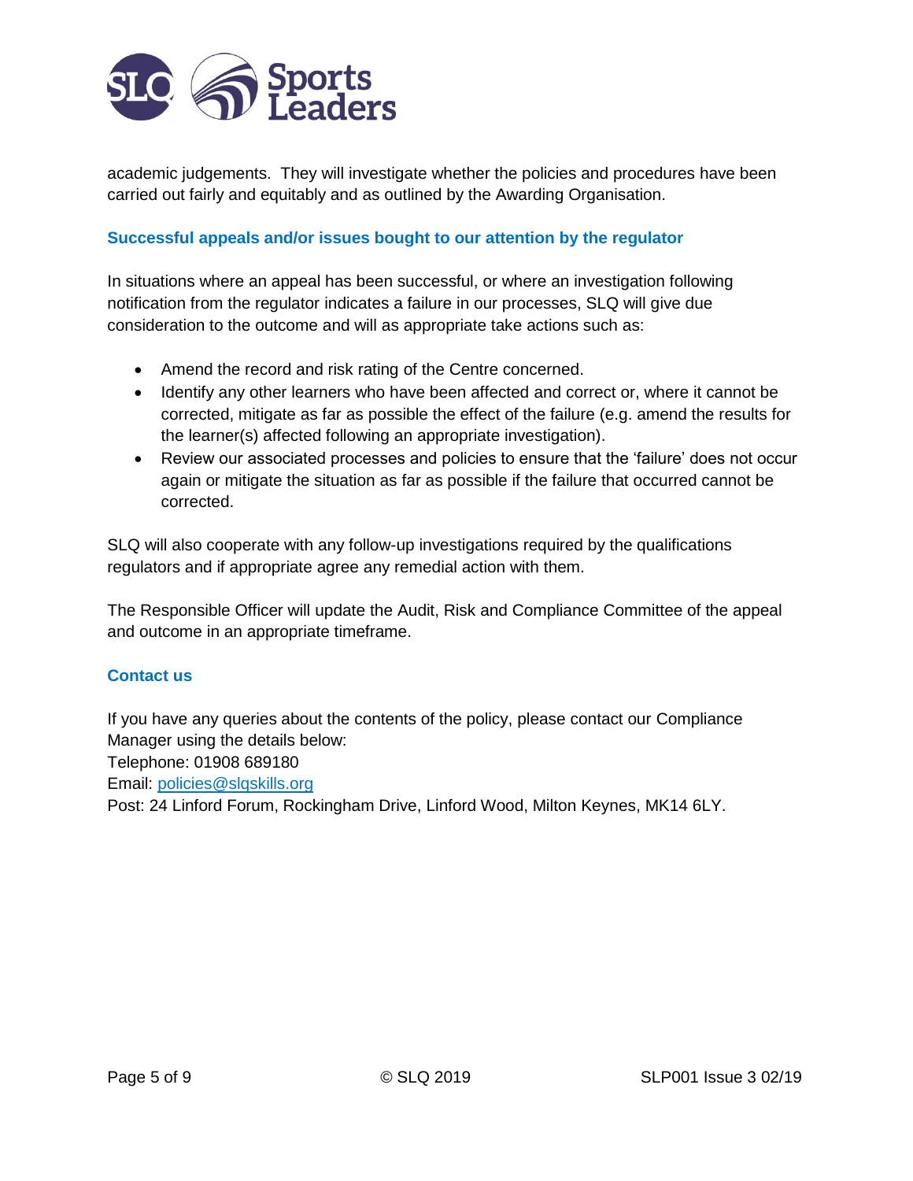academic judgements. They will investigate whether the policies and procedures have been carried out fairly and equitably and as outlined by the Awarding Organisation.

## Successful appeals and/or issues bought to our attention by the regulator

In situations where an appeal has been successful, or where an investigation following notification from the regulator indicates a failure in our processes, SLQ will give due consideration to the outcome and will as appropriate take actions such as:

- Amend the record and risk rating of the Centre concerned.
- Identify any other learners who have been affected and correct or, where it cannot be corrected, mitigate as far as possible the effect of the failure (e.g. amend the results for the learner(s) affected following an appropriate investigation).
- Review our associated processes and policies to ensure that the 'failure' does not occur again or mitigate the situation as far as possible if the failure that occurred cannot be corrected.

SLQ will also cooperate with any follow-up investigations required by the qualifications regulators and if appropriate agree any remedial action with them.

The Responsible Officer will update the Audit, Risk and Compliance Committee of the appeal and outcome in an appropriate timeframe.

## Contact us

If you have any queries about the contents of the policy, please contact our Compliance Manager using the details below:
Telephone: 01908 689180
Email: policies@slqskills.org
Post: 24 Linford Forum, Rockingham Drive, Linford Wood, Milton Keynes, MK14 6LY.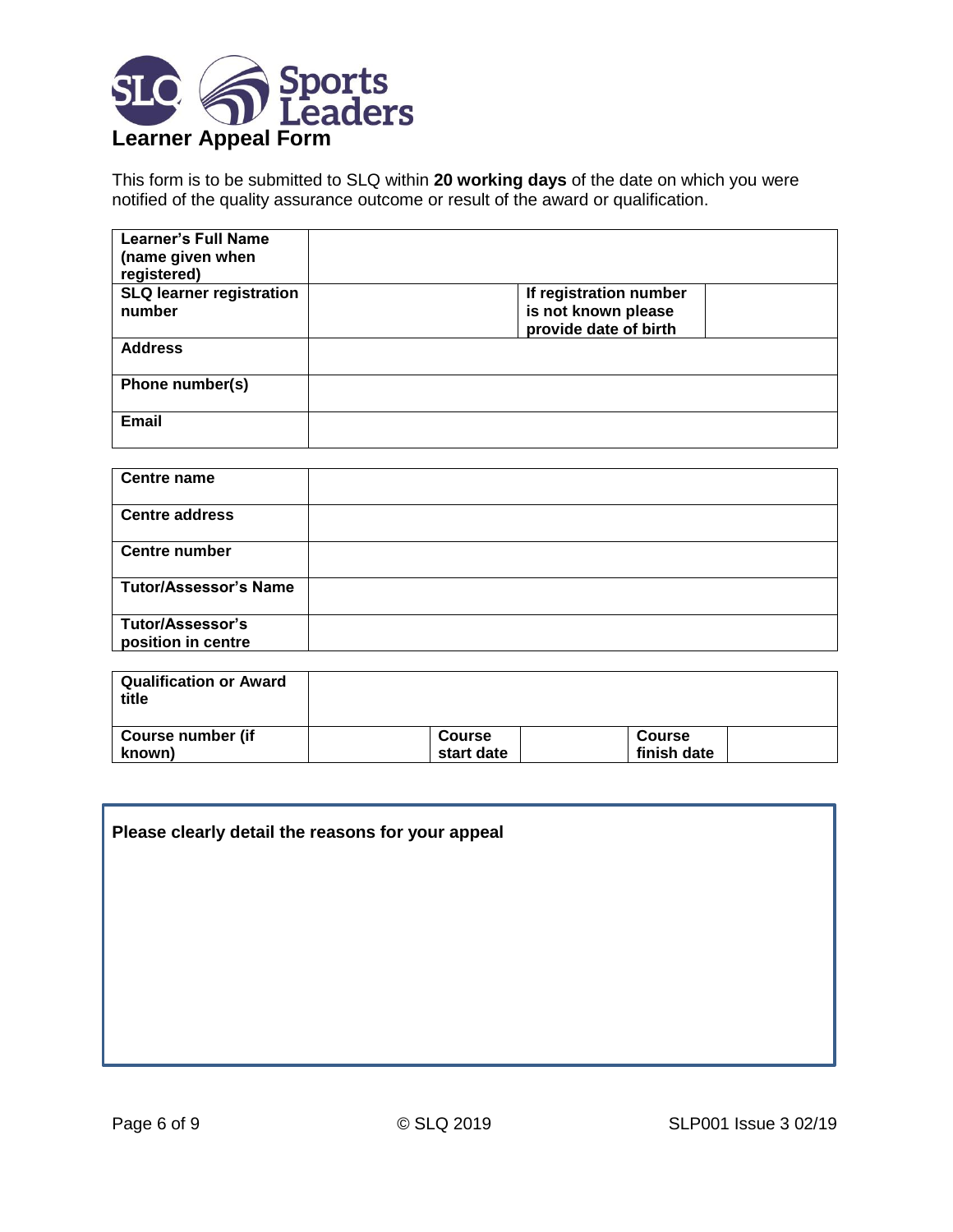# Learner Appeal Form

This form is to be submitted to SLQ within **20 working days** of the date on which you were notified of the quality assurance outcome or result of the award or qualification.

| **Learner's Full Name (name given when registered)** | | | |
|---|---|---|---|
| **SLQ learner registration number** | | **If registration number is not known please provide date of birth** | |
| **Address** | | | |
| **Phone number(s)** | | | |
| **Email** | | | |

| **Centre name** | |
|---|---|
| **Centre address** | |
| **Centre number** | |
| **Tutor/Assessor's Name** | |
| **Tutor/Assessor's position in centre** | |

| **Qualification or Award title** | | | | | |
|---|---|---|---|---|---|
| **Course number (if known)** | | **Course start date** | | **Course finish date** | |

| **Please clearly detail the reasons for your appeal** |
|---|
| |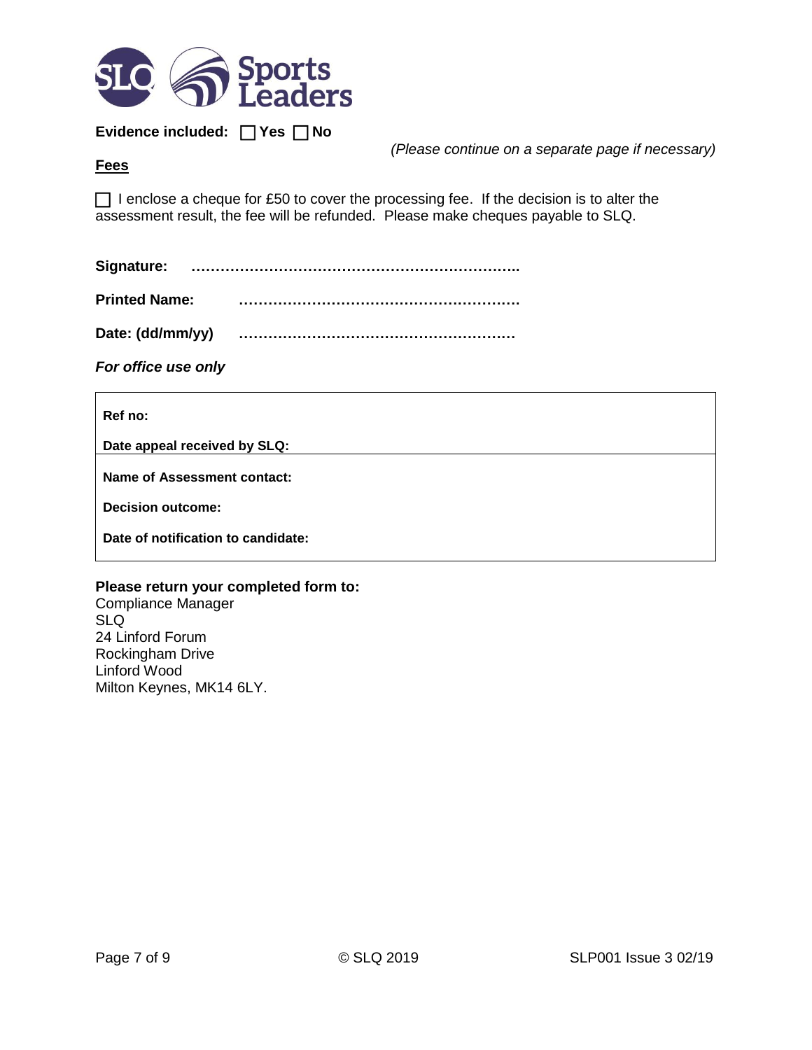**Evidence included:** ☐ **Yes** ☐ **No**

*(Please continue on a separate page if necessary)*

**Fees**

☐ I enclose a cheque for £50 to cover the processing fee. If the decision is to alter the assessment result, the fee will be refunded. Please make cheques payable to SLQ.

**Signature:** …………………………………………………………..

**Printed Name:** ………………………………………………….

**Date: (dd/mm/yy)** ………………………………………………….

***For office use only***

| |
|---|
| **Ref no:** |
| **Date appeal received by SLQ:** |
| **Name of Assessment contact:** |
| **Decision outcome:** |
| **Date of notification to candidate:** |

**Please return your completed form to:**
Compliance Manager
SLQ
24 Linford Forum
Rockingham Drive
Linford Wood
Milton Keynes, MK14 6LY.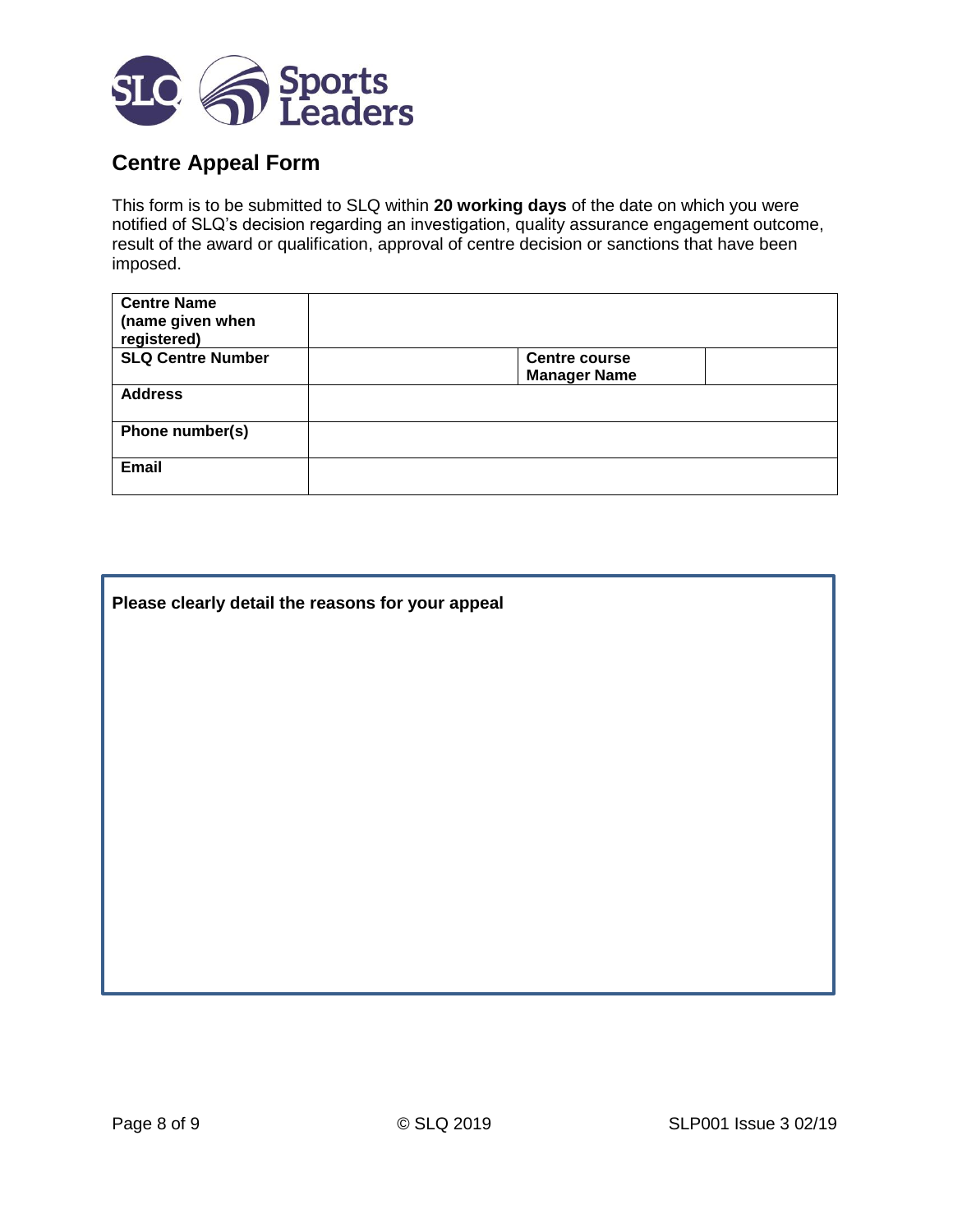## Centre Appeal Form

This form is to be submitted to SLQ within **20 working days** of the date on which you were notified of SLQ's decision regarding an investigation, quality assurance engagement outcome, result of the award or qualification, approval of centre decision or sanctions that have been imposed.

| **Centre Name (name given when registered)** | | | |
|---|---|---|---|
| **SLQ Centre Number** | | **Centre course Manager Name** | |
| **Address** | | | |
| **Phone number(s)** | | | |
| **Email** | | | |

**Please clearly detail the reasons for your appeal**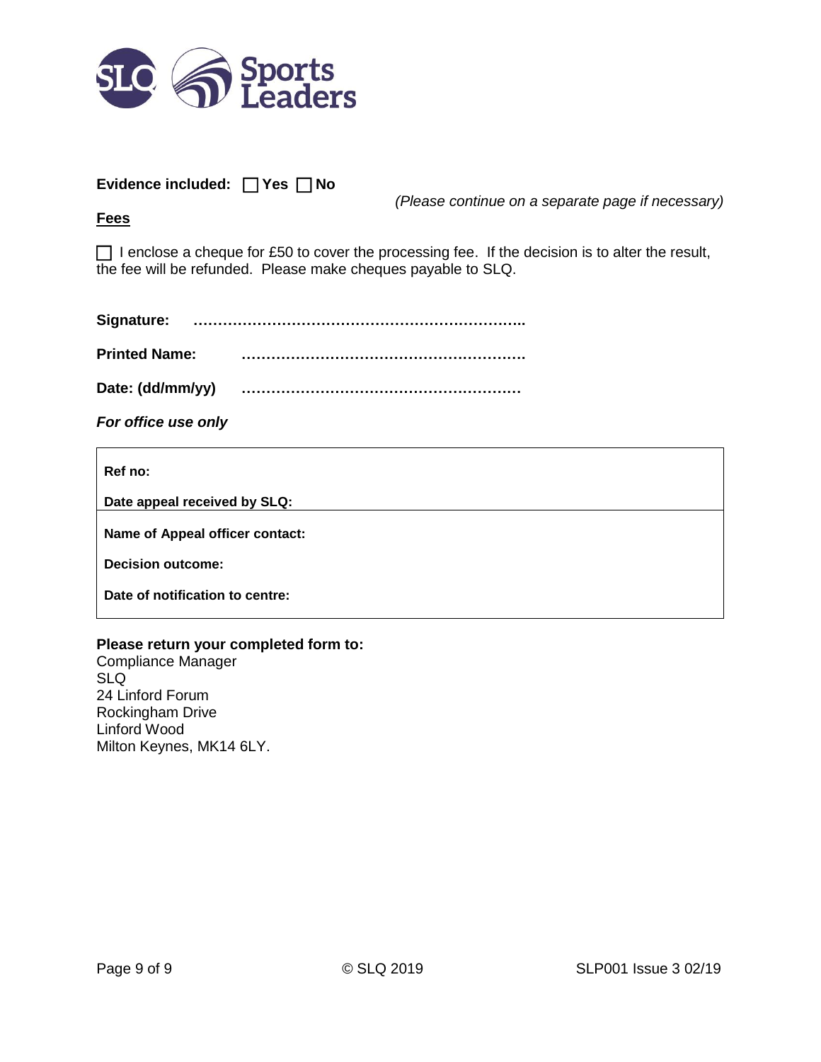**Evidence included:** ☐ **Yes** ☐ **No**

*(Please continue on a separate page if necessary)*

**Fees**

☐ I enclose a cheque for £50 to cover the processing fee. If the decision is to alter the result, the fee will be refunded. Please make cheques payable to SLQ.

**Signature:** …………………………………………………………..

**Printed Name:** ………………………………………………….

**Date: (dd/mm/yy)** ………………………………………………….

***For office use only***

| |
|---|
| **Ref no:** |
| **Date appeal received by SLQ:** |
| **Name of Appeal officer contact:** |
| **Decision outcome:** |
| **Date of notification to centre:** |

**Please return your completed form to:**
Compliance Manager
SLQ
24 Linford Forum
Rockingham Drive
Linford Wood
Milton Keynes, MK14 6LY.

© SLQ 2019

SLP001 Issue 3 02/19